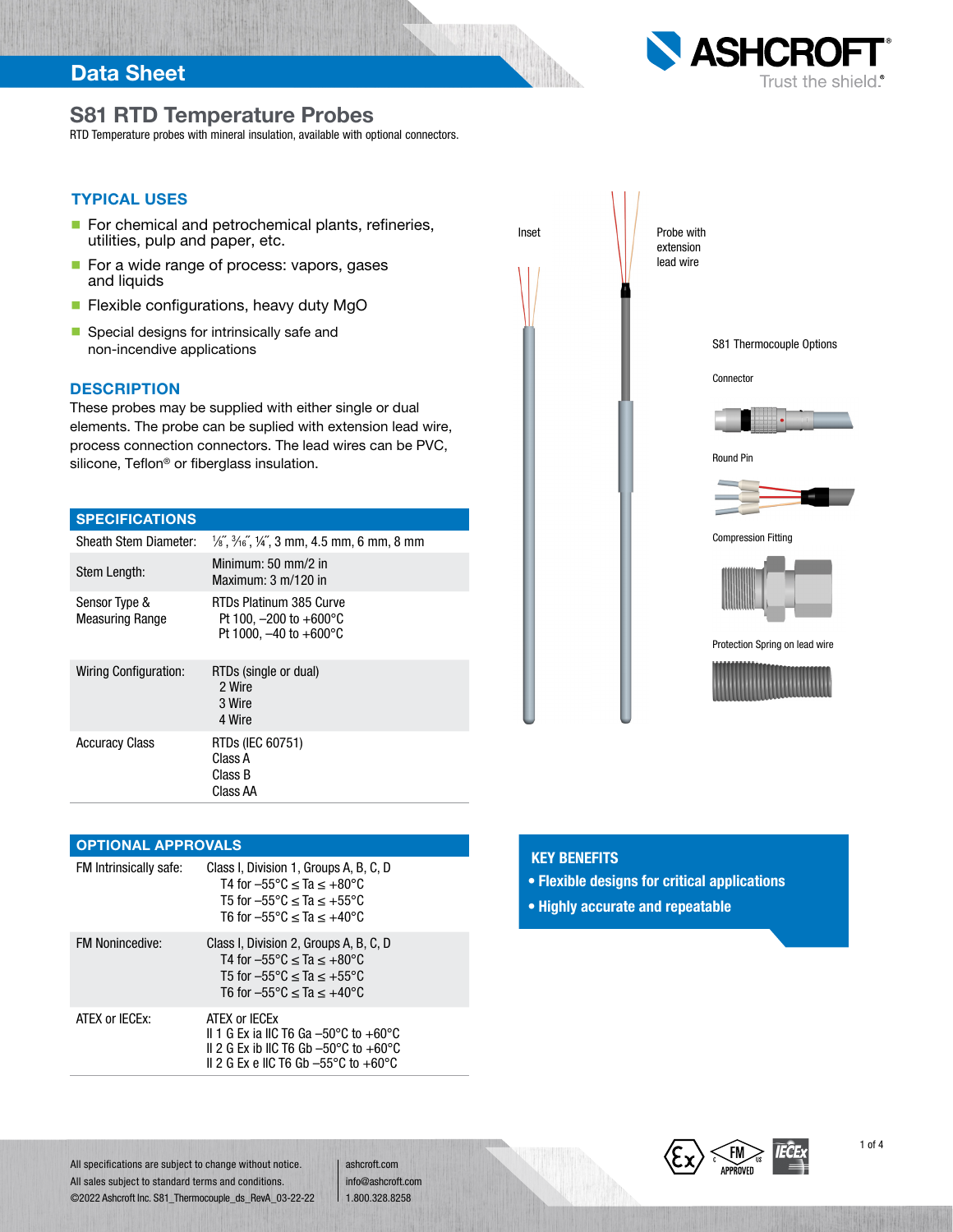Data Sheet

# S81 RTD Temperature Probes

RTD Temperature probes with mineral insulation, available with optional connectors.

## TYPICAL USES

- For chemical and petrochemical plants, refineries, utilities, pulp and paper, etc.
- For a wide range of process: vapors, gases and liquids
- Flexible configurations, heavy duty MgO
- Special designs for intrinsically safe and non-incendive applications

## DESCRIPTION

These probes may be supplied with either single or dual elements. The probe can be suplied with extension lead wire, process connection connectors. The lead wires can be PVC, silicone, Teflon® or fiberglass insulation.

## SPECIFICATIONS

| | |
|---|---|
| Sheath Stem Diameter: | ⅛˝, ³⁄₁₆˝, ¼˝, 3 mm, 4.5 mm, 6 mm, 8 mm |
| Stem Length: | Minimum: 50 mm/2 in<br>Maximum: 3 m/120 in |
| Sensor Type & Measuring Range | RTDs Platinum 385 Curve<br>Pt 100, –200 to +600°C<br>Pt 1000, –40 to +600°C |
| Wiring Configuration: | RTDs (single or dual)<br>2 Wire<br>3 Wire<br>4 Wire |
| Accuracy Class | RTDs (IEC 60751)<br>Class A<br>Class B<br>Class AA |

## OPTIONAL APPROVALS

| | |
|---|---|
| FM Intrinsically safe: | Class I, Division 1, Groups A, B, C, D<br>T4 for –55°C ≤ Ta ≤ +80°C<br>T5 for –55°C ≤ Ta ≤ +55°C<br>T6 for –55°C ≤ Ta ≤ +40°C |
| FM Nonincedive: | Class I, Division 2, Groups A, B, C, D<br>T4 for –55°C ≤ Ta ≤ +80°C<br>T5 for –55°C ≤ Ta ≤ +55°C<br>T6 for –55°C ≤ Ta ≤ +40°C |
| ATEX or IECEx: | ATEX or IECEx<br>II 1 G Ex ia IIC T6 Ga –50°C to +60°C<br>II 2 G Ex ib IIC T6 Gb –50°C to +60°C<br>II 2 G Ex e IIC T6 Gb –55°C to +60°C |

Inset

Probe with extension lead wire

S81 Thermocouple Options

Connector

Round Pin

Compression Fitting

Protection Spring on lead wire

## KEY BENEFITS

- **Flexible designs for critical applications**
- **Highly accurate and repeatable**

All specifications are subject to change without notice.
All sales subject to standard terms and conditions.
©2022 Ashcroft Inc. S81_Thermocouple_ds_RevA_03-22-22

ashcroft.com
info@ashcroft.com
1.800.328.8258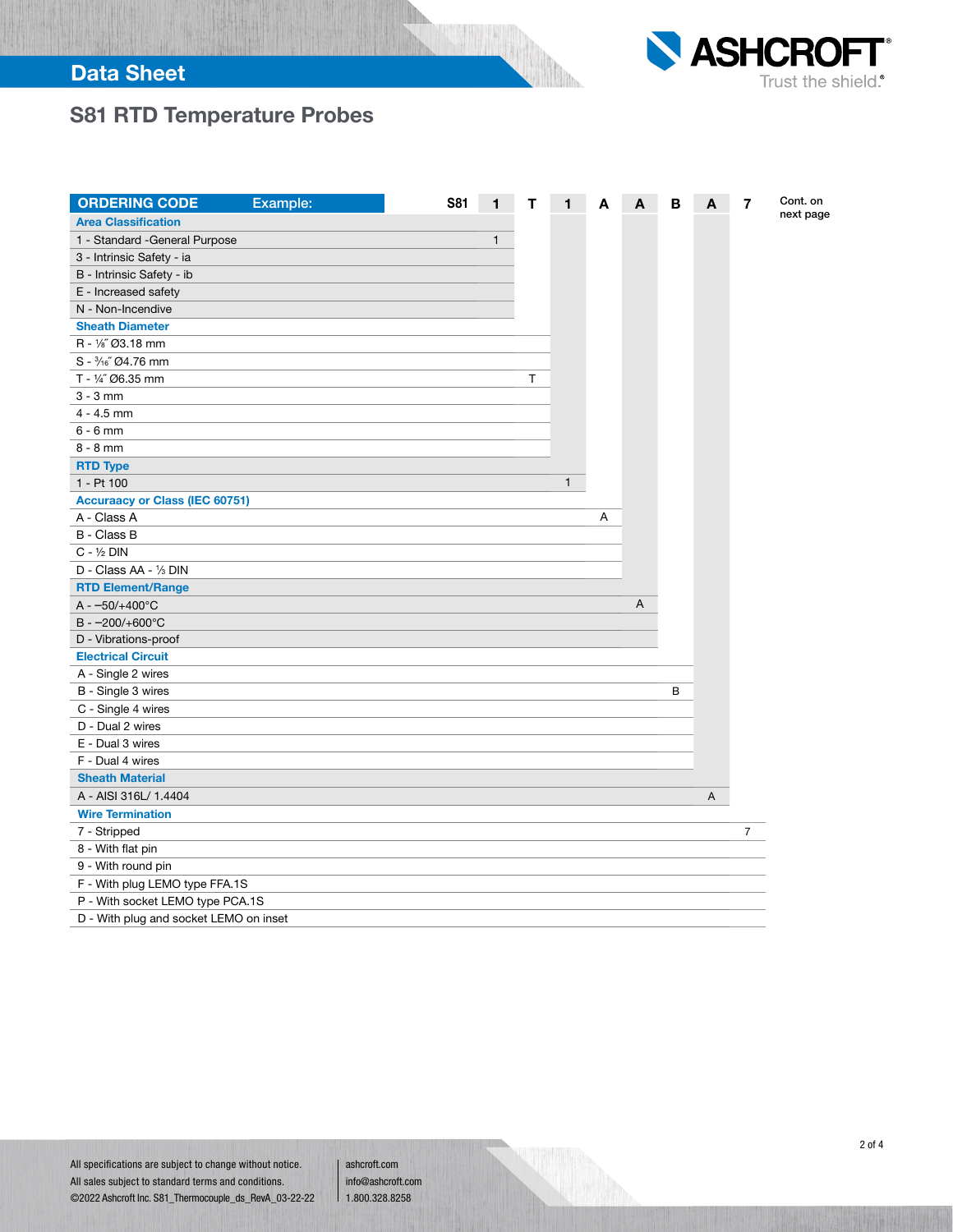## S81 RTD Temperature Probes

| ORDERING CODE Example: | S81 | 1 | T | 1 | A | A | B | A | 7 |
|---|---|---|---|---|---|---|---|---|---|
| **Area Classification** | | | | | | | | | |
| 1 - Standard -General Purpose | | 1 | | | | | | | |
| 3 - Intrinsic Safety - ia | | | | | | | | | |
| B - Intrinsic Safety - ib | | | | | | | | | |
| E - Increased safety | | | | | | | | | |
| N - Non-Incendive | | | | | | | | | |
| **Sheath Diameter** | | | | | | | | | |
| R - ⅛″ Ø3.18 mm | | | | | | | | | |
| S - ³⁄₁₆″ Ø4.76 mm | | | | | | | | | |
| T - ¼″ Ø6.35 mm | | | T | | | | | | |
| 3 - 3 mm | | | | | | | | | |
| 4 - 4.5 mm | | | | | | | | | |
| 6 - 6 mm | | | | | | | | | |
| 8 - 8 mm | | | | | | | | | |
| **RTD Type** | | | | | | | | | |
| 1 - Pt 100 | | | | 1 | | | | | |
| **Accuraacy or Class (IEC 60751)** | | | | | | | | | |
| A - Class A | | | | | A | | | | |
| B - Class B | | | | | | | | | |
| C - ½ DIN | | | | | | | | | |
| D - Class AA - ⅓ DIN | | | | | | | | | |
| **RTD Element/Range** | | | | | | | | | |
| A - −50/+400°C | | | | | | A | | | |
| B - −200/+600°C | | | | | | | | | |
| D - Vibrations-proof | | | | | | | | | |
| **Electrical Circuit** | | | | | | | | | |
| A - Single 2 wires | | | | | | | | | |
| B - Single 3 wires | | | | | | | B | | |
| C - Single 4 wires | | | | | | | | | |
| D - Dual 2 wires | | | | | | | | | |
| E - Dual 3 wires | | | | | | | | | |
| F - Dual 4 wires | | | | | | | | | |
| **Sheath Material** | | | | | | | | | |
| A - AISI 316L/ 1.4404 | | | | | | | | A | |
| **Wire Termination** | | | | | | | | | |
| 7 - Stripped | | | | | | | | | 7 |
| 8 - With flat pin | | | | | | | | | |
| 9 - With round pin | | | | | | | | | |
| F - With plug LEMO type FFA.1S | | | | | | | | | |
| P - With socket LEMO type PCA.1S | | | | | | | | | |
| D - With plug and socket LEMO on inset | | | | | | | | | |

Cont. on next page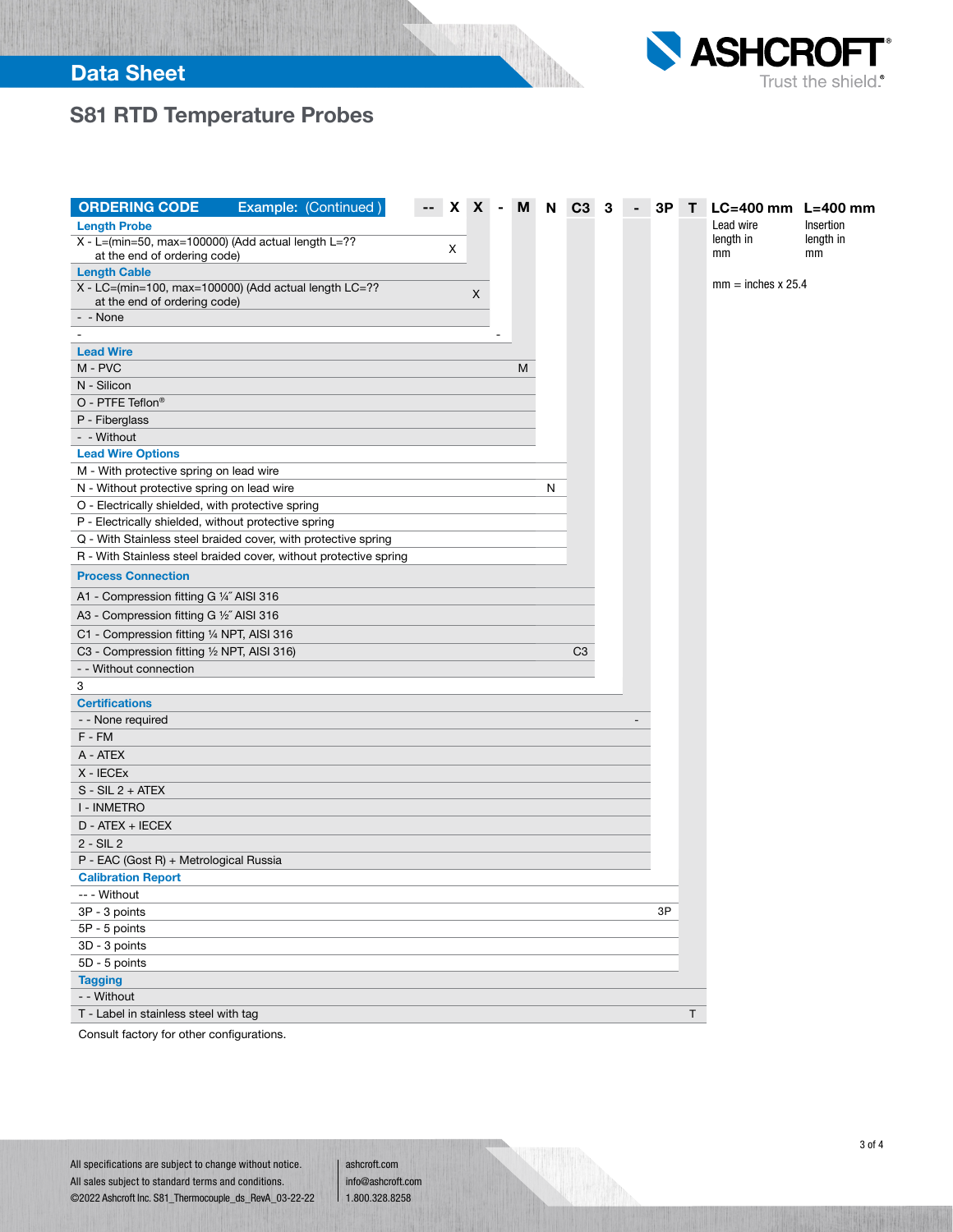## S81 RTD Temperature Probes

| ORDERING CODE Example: (Continued) | -- | X | X | - | M | N | C3 | 3 | - | 3P | T | LC=400 mm | L=400 mm |
|---|---|---|---|---|---|---|---|---|---|---|---|---|---|
| **Length Probe** | | | | | | | | | | | | Lead wire length in mm | Insertion length in mm |
| X - L=(min=50, max=100000) (Add actual length L=?? at the end of ordering code) | | X | | | | | | | | | | mm = inches x 25.4 | |
| **Length Cable** | | | | | | | | | | | | | |
| X - LC=(min=100, max=100000) (Add actual length LC=?? at the end of ordering code) | | | X | | | | | | | | | | |
| - - None | | | | | | | | | | | | | |
| - | | | | - | | | | | | | | | |
| **Lead Wire** | | | | | | | | | | | | | |
| M - PVC | | | | | M | | | | | | | | |
| N - Silicon | | | | | | | | | | | | | |
| O - PTFE Teflon® | | | | | | | | | | | | | |
| P - Fiberglass | | | | | | | | | | | | | |
| - - Without | | | | | | | | | | | | | |
| **Lead Wire Options** | | | | | | | | | | | | | |
| M - With protective spring on lead wire | | | | | | | | | | | | | |
| N - Without protective spring on lead wire | | | | | | N | | | | | | | |
| O - Electrically shielded, with protective spring | | | | | | | | | | | | | |
| P - Electrically shielded, without protective spring | | | | | | | | | | | | | |
| Q - With Stainless steel braided cover, with protective spring | | | | | | | | | | | | | |
| R - With Stainless steel braided cover, without protective spring | | | | | | | | | | | | | |
| **Process Connection** | | | | | | | | | | | | | |
| A1 - Compression fitting G ¼˝ AISI 316 | | | | | | | | | | | | | |
| A3 - Compression fitting G ½˝ AISI 316 | | | | | | | | | | | | | |
| C1 - Compression fitting ¼ NPT, AISI 316 | | | | | | | | | | | | | |
| C3 - Compression fitting ½ NPT, AISI 316) | | | | | | | C3 | | | | | | |
| - - Without connection | | | | | | | | | | | | | |
| 3 | | | | | | | | | | | | | |
| **Certifications** | | | | | | | | | | | | | |
| - - None required | | | | | | | | | - | | | | |
| F - FM | | | | | | | | | | | | | |
| A - ATEX | | | | | | | | | | | | | |
| X - IECEx | | | | | | | | | | | | | |
| S - SIL 2 + ATEX | | | | | | | | | | | | | |
| I - INMETRO | | | | | | | | | | | | | |
| D - ATEX + IECEX | | | | | | | | | | | | | |
| 2 - SIL 2 | | | | | | | | | | | | | |
| P - EAC (Gost R) + Metrological Russia | | | | | | | | | | | | | |
| **Calibration Report** | | | | | | | | | | | | | |
| -- - Without | | | | | | | | | | | | | |
| 3P - 3 points | | | | | | | | | | 3P | | | |
| 5P - 5 points | | | | | | | | | | | | | |
| 3D - 3 points | | | | | | | | | | | | | |
| 5D - 5 points | | | | | | | | | | | | | |
| **Tagging** | | | | | | | | | | | | | |
| - - Without | | | | | | | | | | | | | |
| T - Label in stainless steel with tag | | | | | | | | | | | T | | |

Consult factory for other configurations.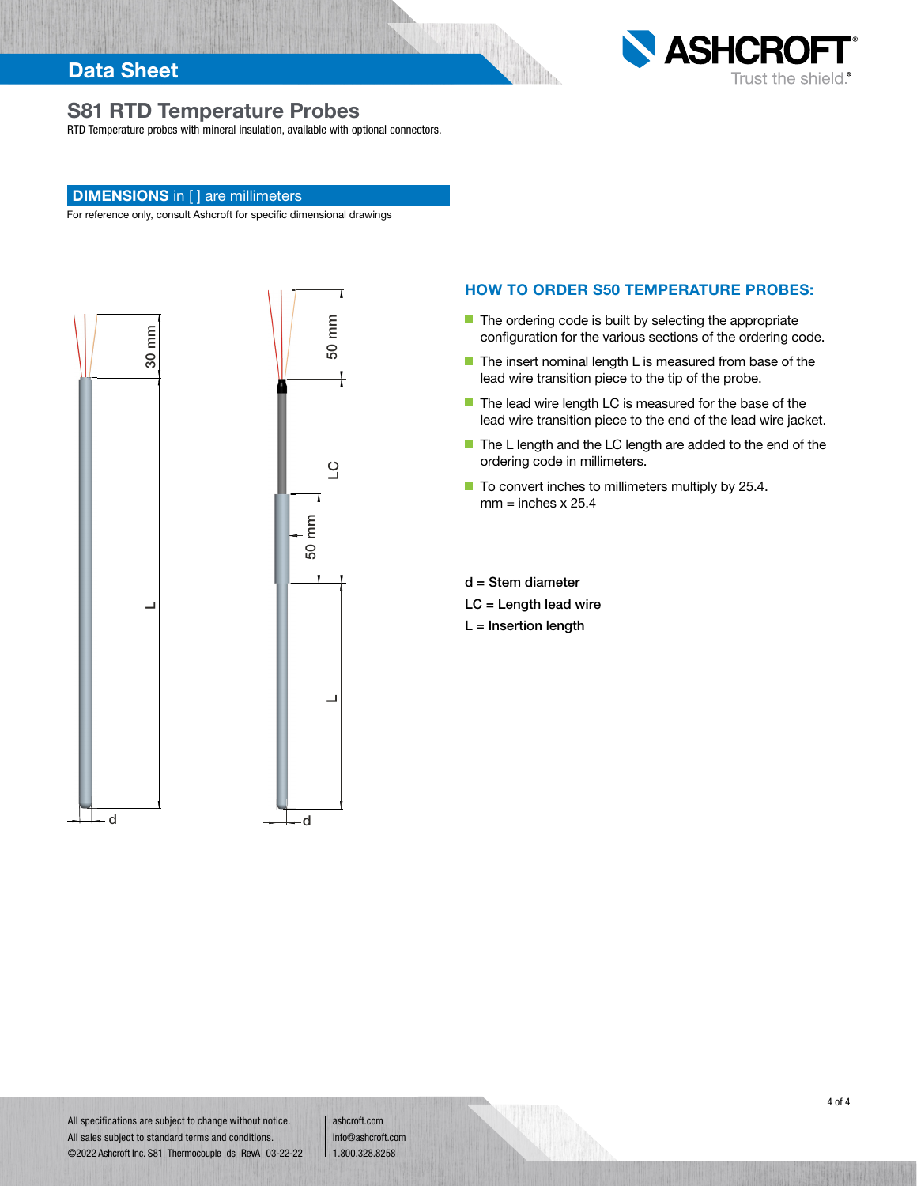## Data Sheet

# S81 RTD Temperature Probes

RTD Temperature probes with mineral insulation, available with optional connectors.

## DIMENSIONS in [ ] are millimeters

For reference only, consult Ashcroft for specific dimensional drawings

30 mm
L
d

50 mm
LC
50 mm
L
d

### HOW TO ORDER S50 TEMPERATURE PROBES:

- The ordering code is built by selecting the appropriate configuration for the various sections of the ordering code.
- The insert nominal length L is measured from base of the lead wire transition piece to the tip of the probe.
- The lead wire length LC is measured for the base of the lead wire transition piece to the end of the lead wire jacket.
- The L length and the LC length are added to the end of the ordering code in millimeters.
- To convert inches to millimeters multiply by 25.4.
  mm = inches x 25.4

d = Stem diameter
LC = Length lead wire
L = Insertion length

All specifications are subject to change without notice.
All sales subject to standard terms and conditions.
©2022 Ashcroft Inc. S81_Thermocouple_ds_RevA_03-22-22

ashcroft.com
info@ashcroft.com
1.800.328.8258